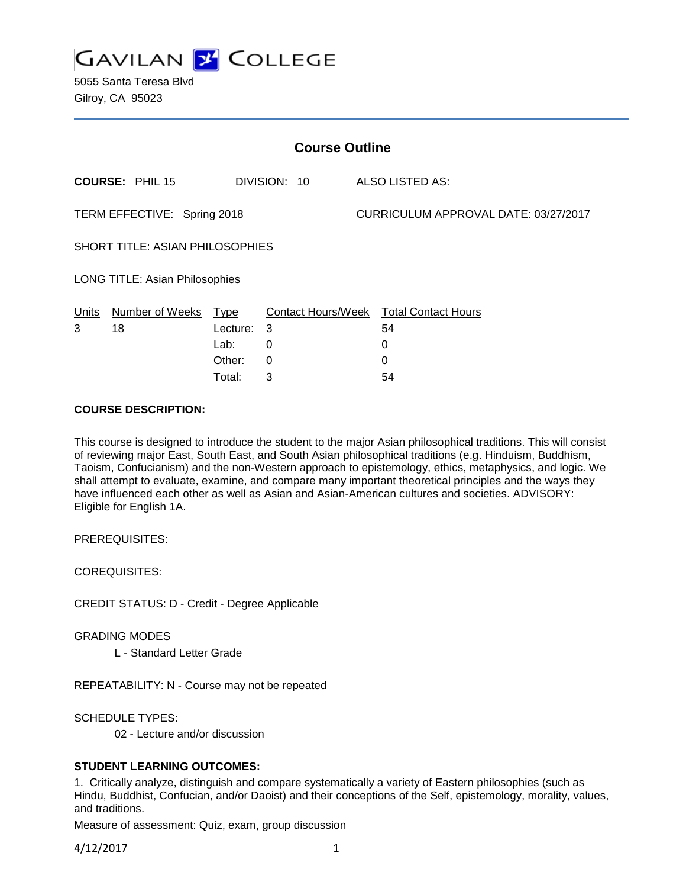# GAVILAN COLLEGE

5055 Santa Teresa Blvd
Gilroy, CA 95023

## Course Outline

**COURSE:** PHIL 15 DIVISION: 10 ALSO LISTED AS:

TERM EFFECTIVE: Spring 2018 CURRICULUM APPROVAL DATE: 03/27/2017

SHORT TITLE: ASIAN PHILOSOPHIES

LONG TITLE: Asian Philosophies

| Units | Number of Weeks | Type | Contact Hours/Week | Total Contact Hours |
|---|---|---|---|---|
| 3 | 18 | Lecture: | 3 | 54 |
| | | Lab: | 0 | 0 |
| | | Other: | 0 | 0 |
| | | Total: | 3 | 54 |

**COURSE DESCRIPTION:**

This course is designed to introduce the student to the major Asian philosophical traditions. This will consist of reviewing major East, South East, and South Asian philosophical traditions (e.g. Hinduism, Buddhism, Taoism, Confucianism) and the non-Western approach to epistemology, ethics, metaphysics, and logic. We shall attempt to evaluate, examine, and compare many important theoretical principles and the ways they have influenced each other as well as Asian and Asian-American cultures and societies. ADVISORY: Eligible for English 1A.

PREREQUISITES:

COREQUISITES:

CREDIT STATUS: D - Credit - Degree Applicable

GRADING MODES

L - Standard Letter Grade

REPEATABILITY: N - Course may not be repeated

SCHEDULE TYPES:

02 - Lecture and/or discussion

**STUDENT LEARNING OUTCOMES:**

1. Critically analyze, distinguish and compare systematically a variety of Eastern philosophies (such as Hindu, Buddhist, Confucian, and/or Daoist) and their conceptions of the Self, epistemology, morality, values, and traditions.

Measure of assessment: Quiz, exam, group discussion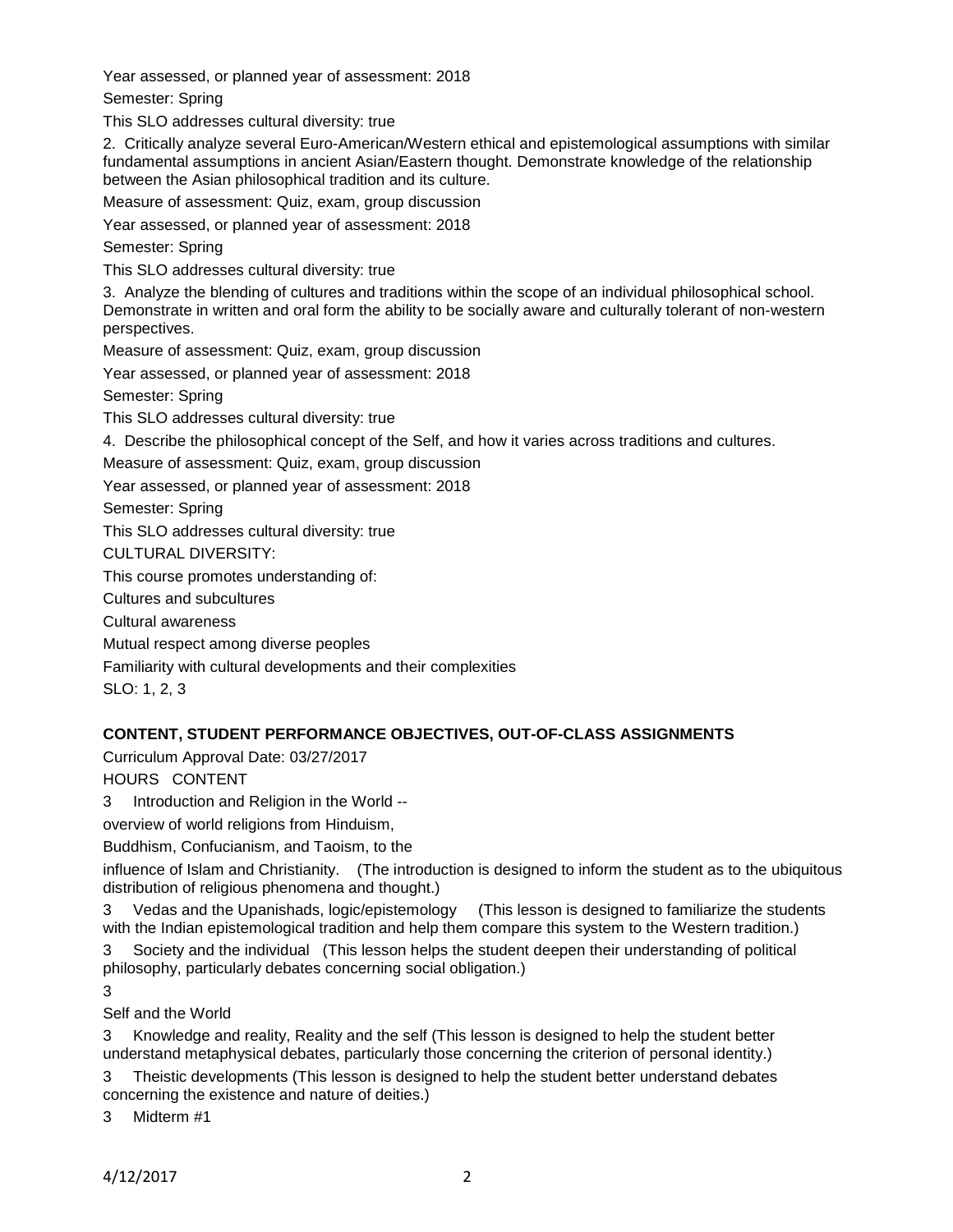Year assessed, or planned year of assessment: 2018

Semester: Spring

This SLO addresses cultural diversity: true

2. Critically analyze several Euro-American/Western ethical and epistemological assumptions with similar fundamental assumptions in ancient Asian/Eastern thought. Demonstrate knowledge of the relationship between the Asian philosophical tradition and its culture.

Measure of assessment: Quiz, exam, group discussion

Year assessed, or planned year of assessment: 2018

Semester: Spring

This SLO addresses cultural diversity: true

3. Analyze the blending of cultures and traditions within the scope of an individual philosophical school. Demonstrate in written and oral form the ability to be socially aware and culturally tolerant of non-western perspectives.

Measure of assessment: Quiz, exam, group discussion

Year assessed, or planned year of assessment: 2018

Semester: Spring

This SLO addresses cultural diversity: true

4. Describe the philosophical concept of the Self, and how it varies across traditions and cultures.

Measure of assessment: Quiz, exam, group discussion

Year assessed, or planned year of assessment: 2018

Semester: Spring

This SLO addresses cultural diversity: true

CULTURAL DIVERSITY:

This course promotes understanding of:

Cultures and subcultures

Cultural awareness

Mutual respect among diverse peoples

Familiarity with cultural developments and their complexities

SLO: 1, 2, 3

**CONTENT, STUDENT PERFORMANCE OBJECTIVES, OUT-OF-CLASS ASSIGNMENTS**

Curriculum Approval Date: 03/27/2017

HOURS CONTENT

3 Introduction and Religion in the World --

overview of world religions from Hinduism,

Buddhism, Confucianism, and Taoism, to the

influence of Islam and Christianity. (The introduction is designed to inform the student as to the ubiquitous distribution of religious phenomena and thought.)

3 Vedas and the Upanishads, logic/epistemology (This lesson is designed to familiarize the students with the Indian epistemological tradition and help them compare this system to the Western tradition.)

3 Society and the individual (This lesson helps the student deepen their understanding of political philosophy, particularly debates concerning social obligation.)

3

Self and the World

3 Knowledge and reality, Reality and the self (This lesson is designed to help the student better understand metaphysical debates, particularly those concerning the criterion of personal identity.)

3 Theistic developments (This lesson is designed to help the student better understand debates concerning the existence and nature of deities.)

3 Midterm #1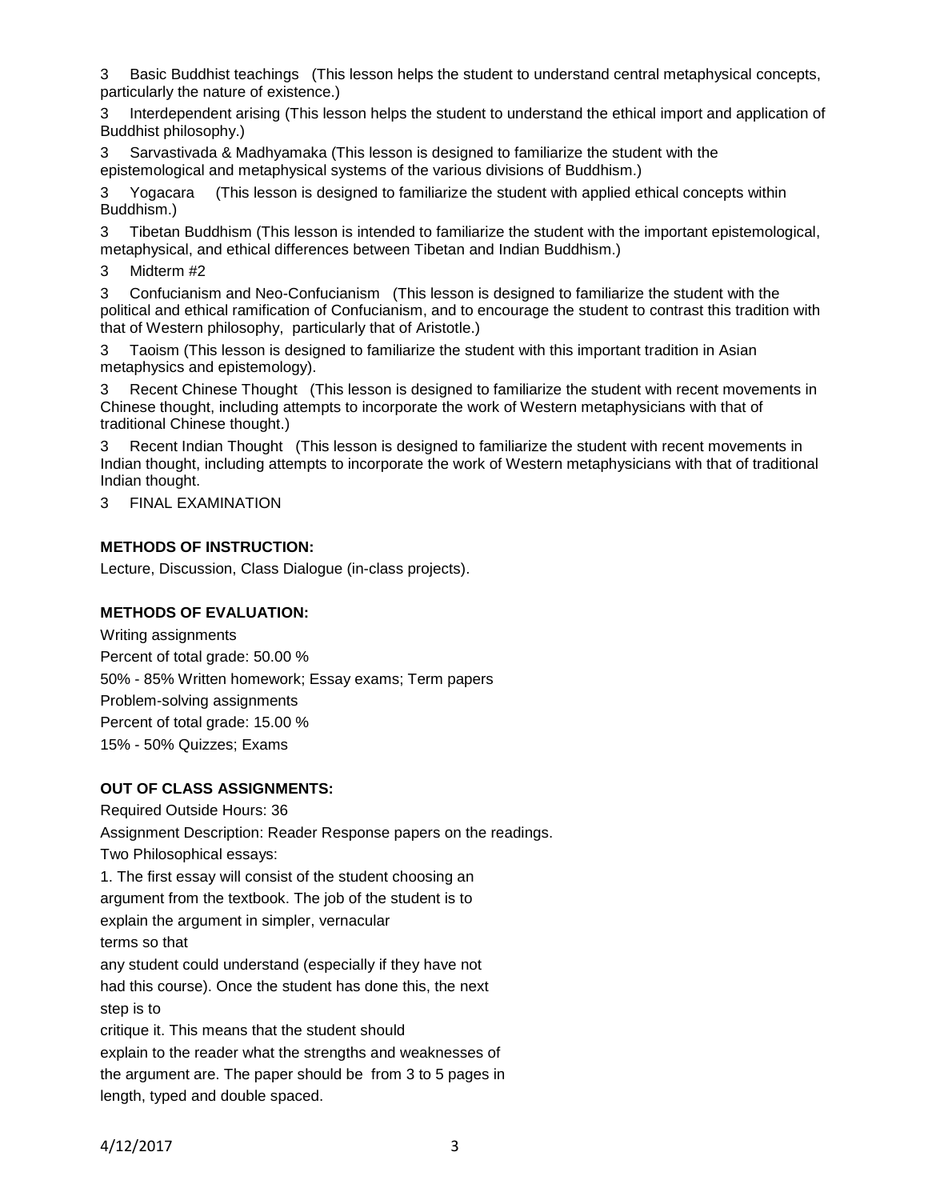3 Basic Buddhist teachings (This lesson helps the student to understand central metaphysical concepts, particularly the nature of existence.)

3 Interdependent arising (This lesson helps the student to understand the ethical import and application of Buddhist philosophy.)

3 Sarvastivada & Madhyamaka (This lesson is designed to familiarize the student with the epistemological and metaphysical systems of the various divisions of Buddhism.)

3 Yogacara (This lesson is designed to familiarize the student with applied ethical concepts within Buddhism.)

3 Tibetan Buddhism (This lesson is intended to familiarize the student with the important epistemological, metaphysical, and ethical differences between Tibetan and Indian Buddhism.)

3 Midterm #2

3 Confucianism and Neo-Confucianism (This lesson is designed to familiarize the student with the political and ethical ramification of Confucianism, and to encourage the student to contrast this tradition with that of Western philosophy, particularly that of Aristotle.)

3 Taoism (This lesson is designed to familiarize the student with this important tradition in Asian metaphysics and epistemology).

3 Recent Chinese Thought (This lesson is designed to familiarize the student with recent movements in Chinese thought, including attempts to incorporate the work of Western metaphysicians with that of traditional Chinese thought.)

3 Recent Indian Thought (This lesson is designed to familiarize the student with recent movements in Indian thought, including attempts to incorporate the work of Western metaphysicians with that of traditional Indian thought.

3 FINAL EXAMINATION

**METHODS OF INSTRUCTION:**

Lecture, Discussion, Class Dialogue (in-class projects).

**METHODS OF EVALUATION:**

Writing assignments

Percent of total grade: 50.00 %

50% - 85% Written homework; Essay exams; Term papers

Problem-solving assignments

Percent of total grade: 15.00 %

15% - 50% Quizzes; Exams

**OUT OF CLASS ASSIGNMENTS:**

Required Outside Hours: 36

Assignment Description: Reader Response papers on the readings.

Two Philosophical essays:

1. The first essay will consist of the student choosing an argument from the textbook. The job of the student is to explain the argument in simpler, vernacular terms so that any student could understand (especially if they have not had this course). Once the student has done this, the next step is to critique it. This means that the student should explain to the reader what the strengths and weaknesses of the argument are. The paper should be from 3 to 5 pages in length, typed and double spaced.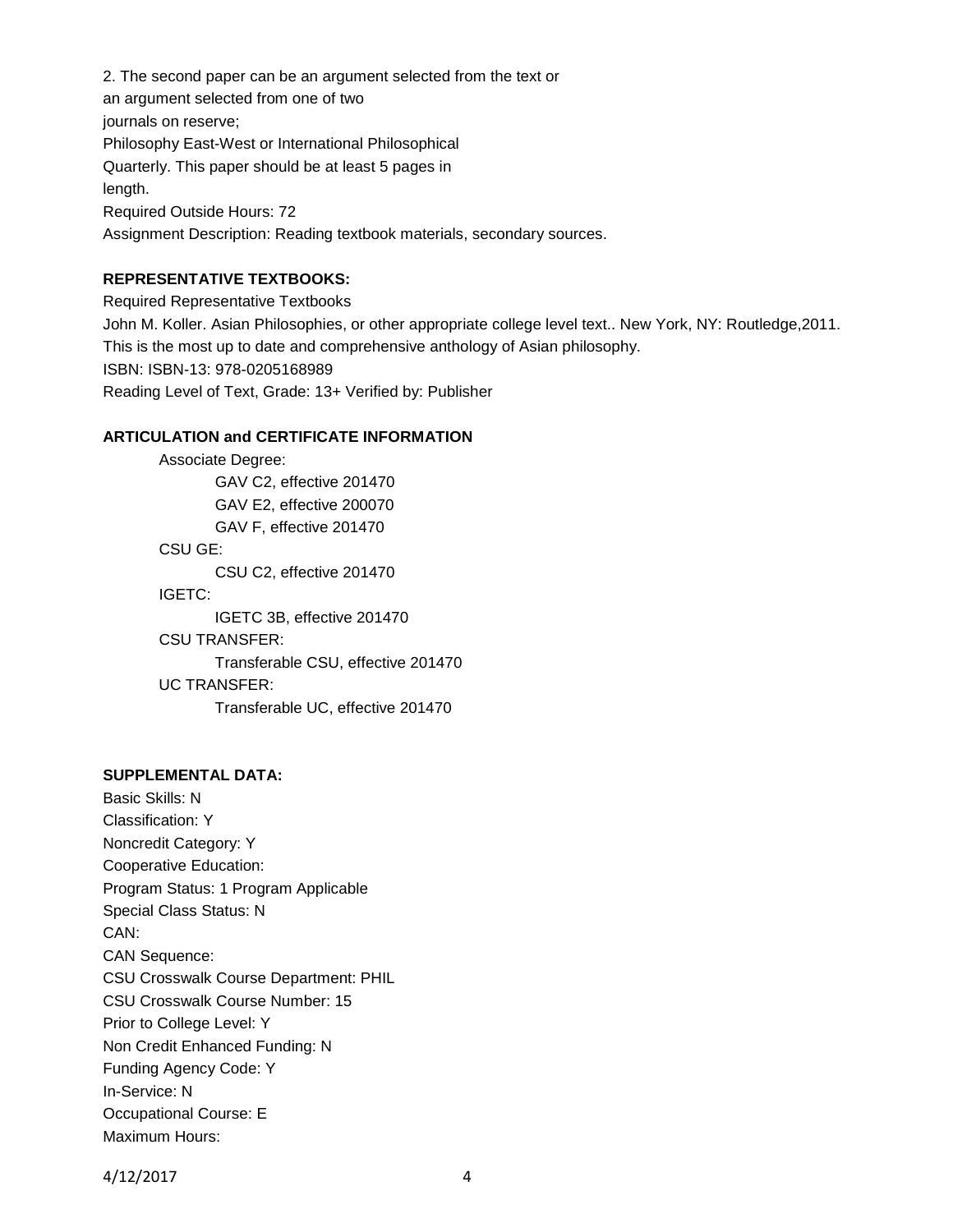2. The second paper can be an argument selected from the text or
an argument selected from one of two
journals on reserve;
Philosophy East-West or International Philosophical
Quarterly. This paper should be at least 5 pages in
length.
Required Outside Hours: 72
Assignment Description: Reading textbook materials, secondary sources.

**REPRESENTATIVE TEXTBOOKS:**

Required Representative Textbooks
John M. Koller. Asian Philosophies, or other appropriate college level text.. New York, NY: Routledge,2011.
This is the most up to date and comprehensive anthology of Asian philosophy.
ISBN: ISBN-13: 978-0205168989
Reading Level of Text, Grade: 13+ Verified by: Publisher

**ARTICULATION and CERTIFICATE INFORMATION**

- Associate Degree:
  - GAV C2, effective 201470
  - GAV E2, effective 200070
  - GAV F, effective 201470
- CSU GE:
  - CSU C2, effective 201470
- IGETC:
  - IGETC 3B, effective 201470
- CSU TRANSFER:
  - Transferable CSU, effective 201470
- UC TRANSFER:
  - Transferable UC, effective 201470

**SUPPLEMENTAL DATA:**

Basic Skills: N
Classification: Y
Noncredit Category: Y
Cooperative Education:
Program Status: 1 Program Applicable
Special Class Status: N
CAN:
CAN Sequence:
CSU Crosswalk Course Department: PHIL
CSU Crosswalk Course Number: 15
Prior to College Level: Y
Non Credit Enhanced Funding: N
Funding Agency Code: Y
In-Service: N
Occupational Course: E
Maximum Hours: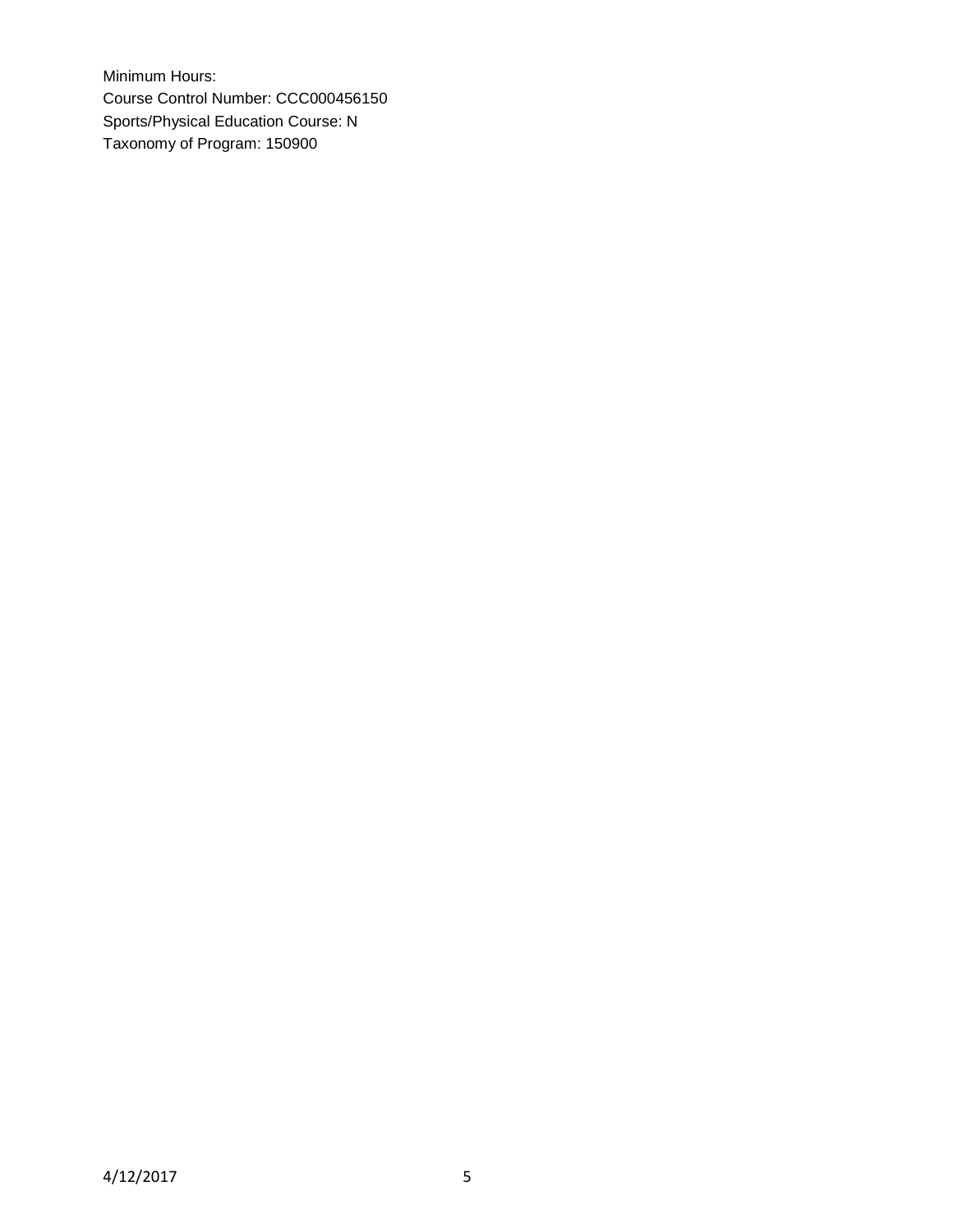Minimum Hours:
Course Control Number: CCC000456150
Sports/Physical Education Course: N
Taxonomy of Program: 150900